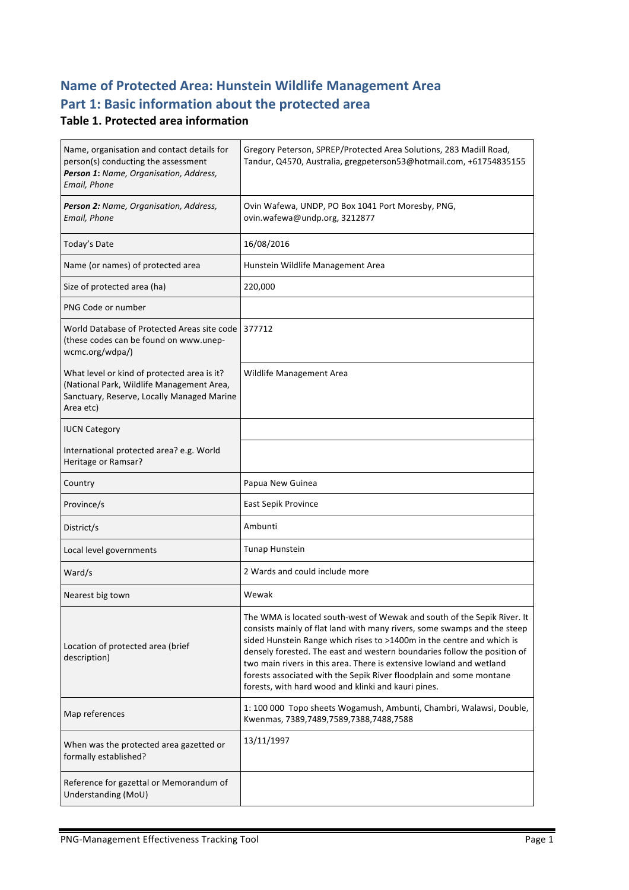# Name of Protected Area: Hunstein Wildlife Management Area

# Part 1: Basic information about the protected area

### Table 1. Protected area information

| | |
|---|---|
| Name, organisation and contact details for person(s) conducting the assessment **Person 1:** *Name, Organisation, Address, Email, Phone* | Gregory Peterson, SPREP/Protected Area Solutions, 283 Madill Road, Tandur, Q4570, Australia, gregpeterson53@hotmail.com, +61754835155 |
| ***Person 2:*** *Name, Organisation, Address, Email, Phone* | Ovin Wafewa, UNDP, PO Box 1041 Port Moresby, PNG, ovin.wafewa@undp.org, 3212877 |
| Today's Date | 16/08/2016 |
| Name (or names) of protected area | Hunstein Wildlife Management Area |
| Size of protected area (ha) | 220,000 |
| PNG Code or number | |
| World Database of Protected Areas site code (these codes can be found on www.unep-wcmc.org/wdpa/) | 377712 |
| What level or kind of protected area is it? (National Park, Wildlife Management Area, Sanctuary, Reserve, Locally Managed Marine Area etc) | Wildlife Management Area |
| IUCN Category | |
| International protected area? e.g. World Heritage or Ramsar? | |
| Country | Papua New Guinea |
| Province/s | East Sepik Province |
| District/s | Ambunti |
| Local level governments | Tunap Hunstein |
| Ward/s | 2 Wards and could include more |
| Nearest big town | Wewak |
| Location of protected area (brief description) | The WMA is located south-west of Wewak and south of the Sepik River. It consists mainly of flat land with many rivers, some swamps and the steep sided Hunstein Range which rises to >1400m in the centre and which is densely forested. The east and western boundaries follow the position of two main rivers in this area. There is extensive lowland and wetland forests associated with the Sepik River floodplain and some montane forests, with hard wood and klinki and kauri pines. |
| Map references | 1: 100 000 Topo sheets Wogamush, Ambunti, Chambri, Walawsi, Double, Kwenmas, 7389,7489,7589,7388,7488,7588 |
| When was the protected area gazetted or formally established? | 13/11/1997 |
| Reference for gazettal or Memorandum of Understanding (MoU) | |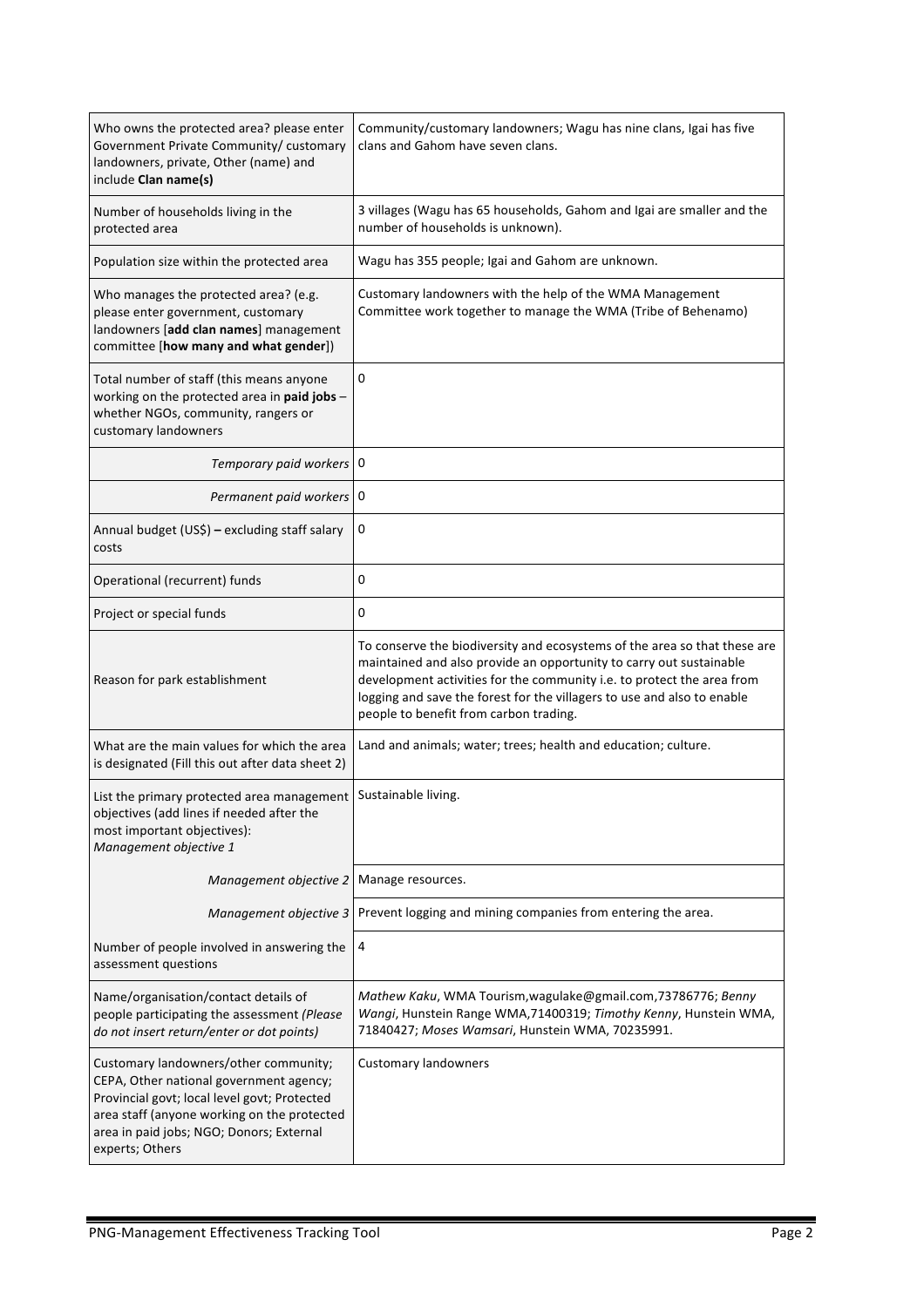| | |
|---|---|
| Who owns the protected area? please enter Government Private Community/ customary landowners, private, Other (name) and include **Clan name(s)** | Community/customary landowners; Wagu has nine clans, Igai has five clans and Gahom have seven clans. |
| Number of households living in the protected area | 3 villages (Wagu has 65 households, Gahom and Igai are smaller and the number of households is unknown). |
| Population size within the protected area | Wagu has 355 people; Igai and Gahom are unknown. |
| Who manages the protected area? (e.g. please enter government, customary landowners [**add clan names**] management committee [**how many and what gender**]) | Customary landowners with the help of the WMA Management Committee work together to manage the WMA (Tribe of Behenamo) |
| Total number of staff (this means anyone working on the protected area in **paid jobs** – whether NGOs, community, rangers or customary landowners | 0 |
| *Temporary paid workers* | 0 |
| *Permanent paid workers* | 0 |
| Annual budget (US$) **–** excluding staff salary costs | 0 |
| Operational (recurrent) funds | 0 |
| Project or special funds | 0 |
| Reason for park establishment | To conserve the biodiversity and ecosystems of the area so that these are maintained and also provide an opportunity to carry out sustainable development activities for the community i.e. to protect the area from logging and save the forest for the villagers to use and also to enable people to benefit from carbon trading. |
| What are the main values for which the area is designated (Fill this out after data sheet 2) | Land and animals; water; trees; health and education; culture. |
| List the primary protected area management objectives (add lines if needed after the most important objectives): *Management objective 1* | Sustainable living. |
| *Management objective 2* | Manage resources. |
| *Management objective 3* | Prevent logging and mining companies from entering the area. |
| Number of people involved in answering the assessment questions | 4 |
| Name/organisation/contact details of people participating the assessment *(Please do not insert return/enter or dot points)* | *Mathew Kaku*, WMA Tourism,wagulake@gmail.com,73786776; *Benny Wangi*, Hunstein Range WMA,71400319; *Timothy Kenny*, Hunstein WMA, 71840427; *Moses Wamsari*, Hunstein WMA, 70235991. |
| Customary landowners/other community; CEPA, Other national government agency; Provincial govt; local level govt; Protected area staff (anyone working on the protected area in paid jobs; NGO; Donors; External experts; Others | Customary landowners |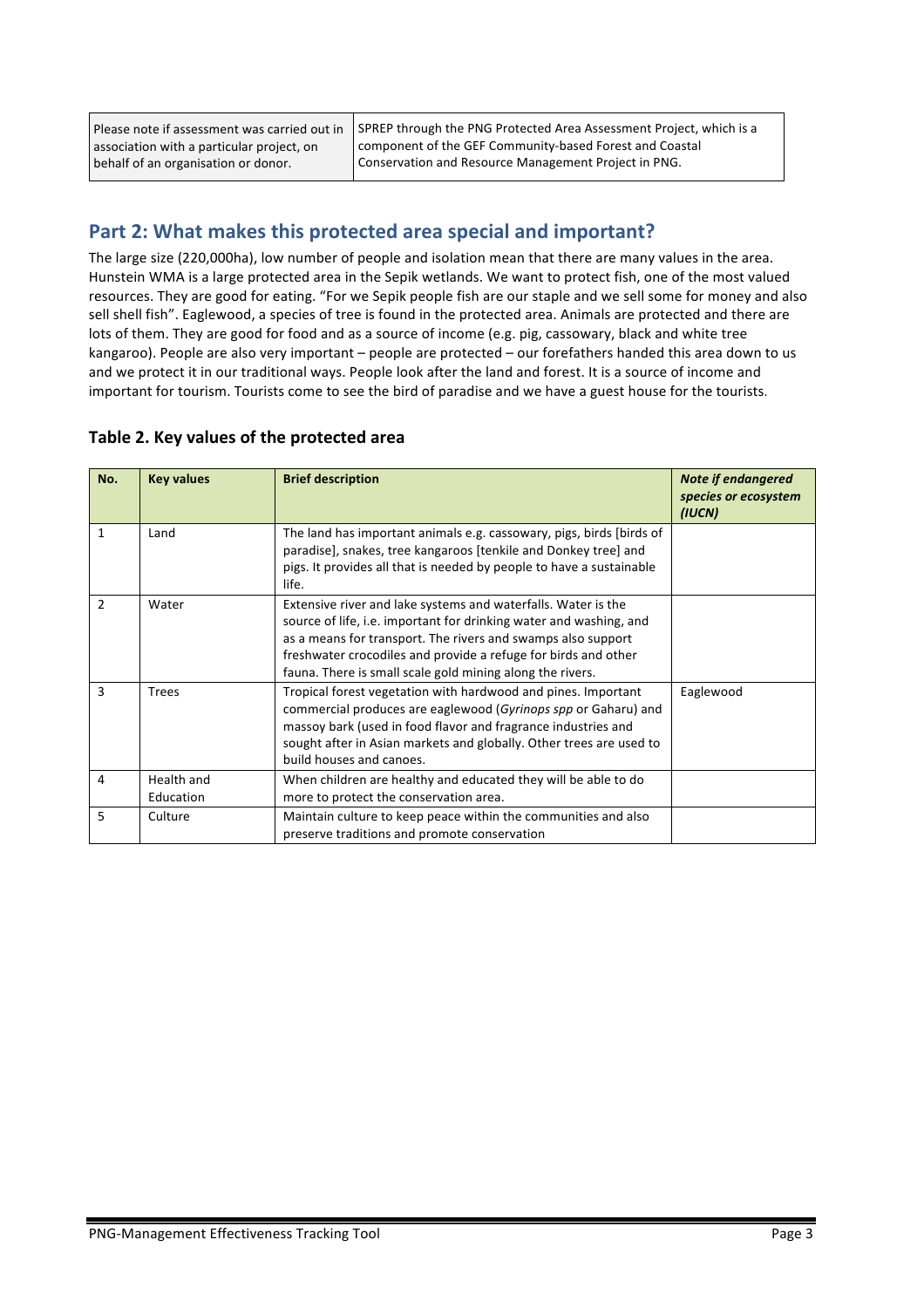| Please note if assessment was carried out in association with a particular project, on behalf of an organisation or donor. | SPREP through the PNG Protected Area Assessment Project, which is a component of the GEF Community-based Forest and Coastal Conservation and Resource Management Project in PNG. |
|---|---|

## Part 2: What makes this protected area special and important?

The large size (220,000ha), low number of people and isolation mean that there are many values in the area. Hunstein WMA is a large protected area in the Sepik wetlands. We want to protect fish, one of the most valued resources. They are good for eating. "For we Sepik people fish are our staple and we sell some for money and also sell shell fish". Eaglewood, a species of tree is found in the protected area. Animals are protected and there are lots of them. They are good for food and as a source of income (e.g. pig, cassowary, black and white tree kangaroo). People are also very important – people are protected – our forefathers handed this area down to us and we protect it in our traditional ways. People look after the land and forest. It is a source of income and important for tourism. Tourists come to see the bird of paradise and we have a guest house for the tourists.

### Table 2. Key values of the protected area

| No. | Key values | Brief description | *Note if endangered species or ecosystem (IUCN)* |
|---|---|---|---|
| 1 | Land | The land has important animals e.g. cassowary, pigs, birds [birds of paradise], snakes, tree kangaroos [tenkile and Donkey tree] and pigs. It provides all that is needed by people to have a sustainable life. | |
| 2 | Water | Extensive river and lake systems and waterfalls. Water is the source of life, i.e. important for drinking water and washing, and as a means for transport. The rivers and swamps also support freshwater crocodiles and provide a refuge for birds and other fauna. There is small scale gold mining along the rivers. | |
| 3 | Trees | Tropical forest vegetation with hardwood and pines. Important commercial produces are eaglewood (*Gyrinops spp* or Gaharu) and massoy bark (used in food flavor and fragrance industries and sought after in Asian markets and globally. Other trees are used to build houses and canoes. | Eaglewood |
| 4 | Health and Education | When children are healthy and educated they will be able to do more to protect the conservation area. | |
| 5 | Culture | Maintain culture to keep peace within the communities and also preserve traditions and promote conservation | |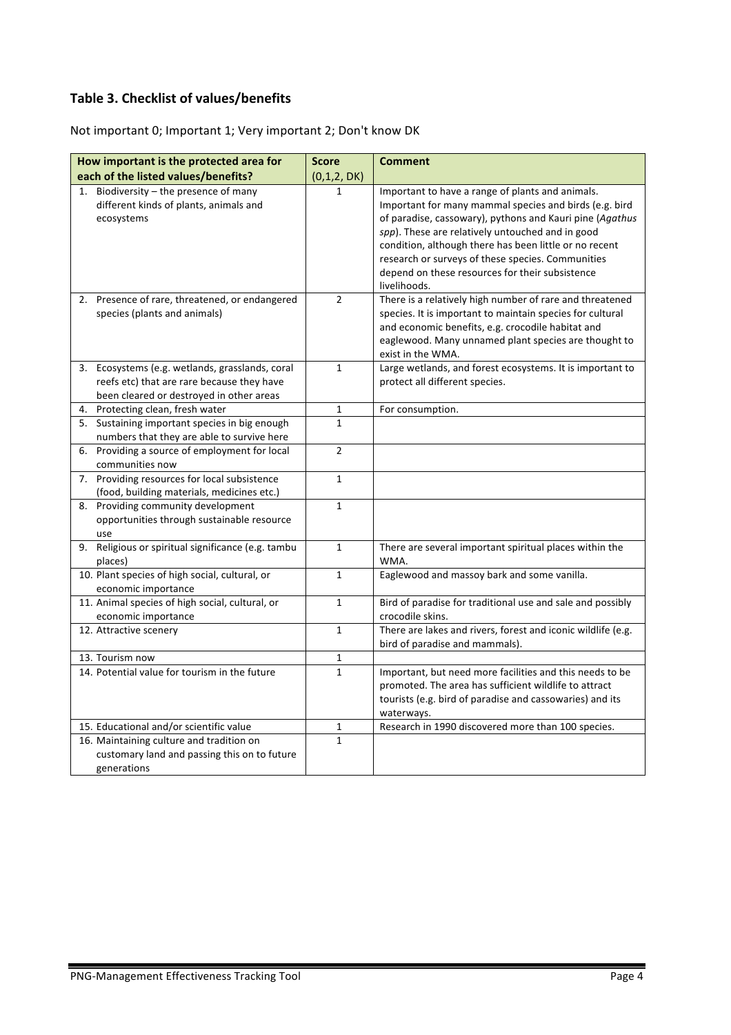## Table 3. Checklist of values/benefits

Not important 0; Important 1; Very important 2; Don't know DK

| How important is the protected area for each of the listed values/benefits? | Score (0,1,2, DK) | Comment |
|---|---|---|
| 1. Biodiversity – the presence of many different kinds of plants, animals and ecosystems | 1 | Important to have a range of plants and animals. Important for many mammal species and birds (e.g. bird of paradise, cassowary), pythons and Kauri pine (*Agathus spp*). These are relatively untouched and in good condition, although there has been little or no recent research or surveys of these species. Communities depend on these resources for their subsistence livelihoods. |
| 2. Presence of rare, threatened, or endangered species (plants and animals) | 2 | There is a relatively high number of rare and threatened species. It is important to maintain species for cultural and economic benefits, e.g. crocodile habitat and eaglewood. Many unnamed plant species are thought to exist in the WMA. |
| 3. Ecosystems (e.g. wetlands, grasslands, coral reefs etc) that are rare because they have been cleared or destroyed in other areas | 1 | Large wetlands, and forest ecosystems. It is important to protect all different species. |
| 4. Protecting clean, fresh water | 1 | For consumption. |
| 5. Sustaining important species in big enough numbers that they are able to survive here | 1 | |
| 6. Providing a source of employment for local communities now | 2 | |
| 7. Providing resources for local subsistence (food, building materials, medicines etc.) | 1 | |
| 8. Providing community development opportunities through sustainable resource use | 1 | |
| 9. Religious or spiritual significance (e.g. tambu places) | 1 | There are several important spiritual places within the WMA. |
| 10. Plant species of high social, cultural, or economic importance | 1 | Eaglewood and massoy bark and some vanilla. |
| 11. Animal species of high social, cultural, or economic importance | 1 | Bird of paradise for traditional use and sale and possibly crocodile skins. |
| 12. Attractive scenery | 1 | There are lakes and rivers, forest and iconic wildlife (e.g. bird of paradise and mammals). |
| 13. Tourism now | 1 | |
| 14. Potential value for tourism in the future | 1 | Important, but need more facilities and this needs to be promoted. The area has sufficient wildlife to attract tourists (e.g. bird of paradise and cassowaries) and its waterways. |
| 15. Educational and/or scientific value | 1 | Research in 1990 discovered more than 100 species. |
| 16. Maintaining culture and tradition on customary land and passing this on to future generations | 1 | |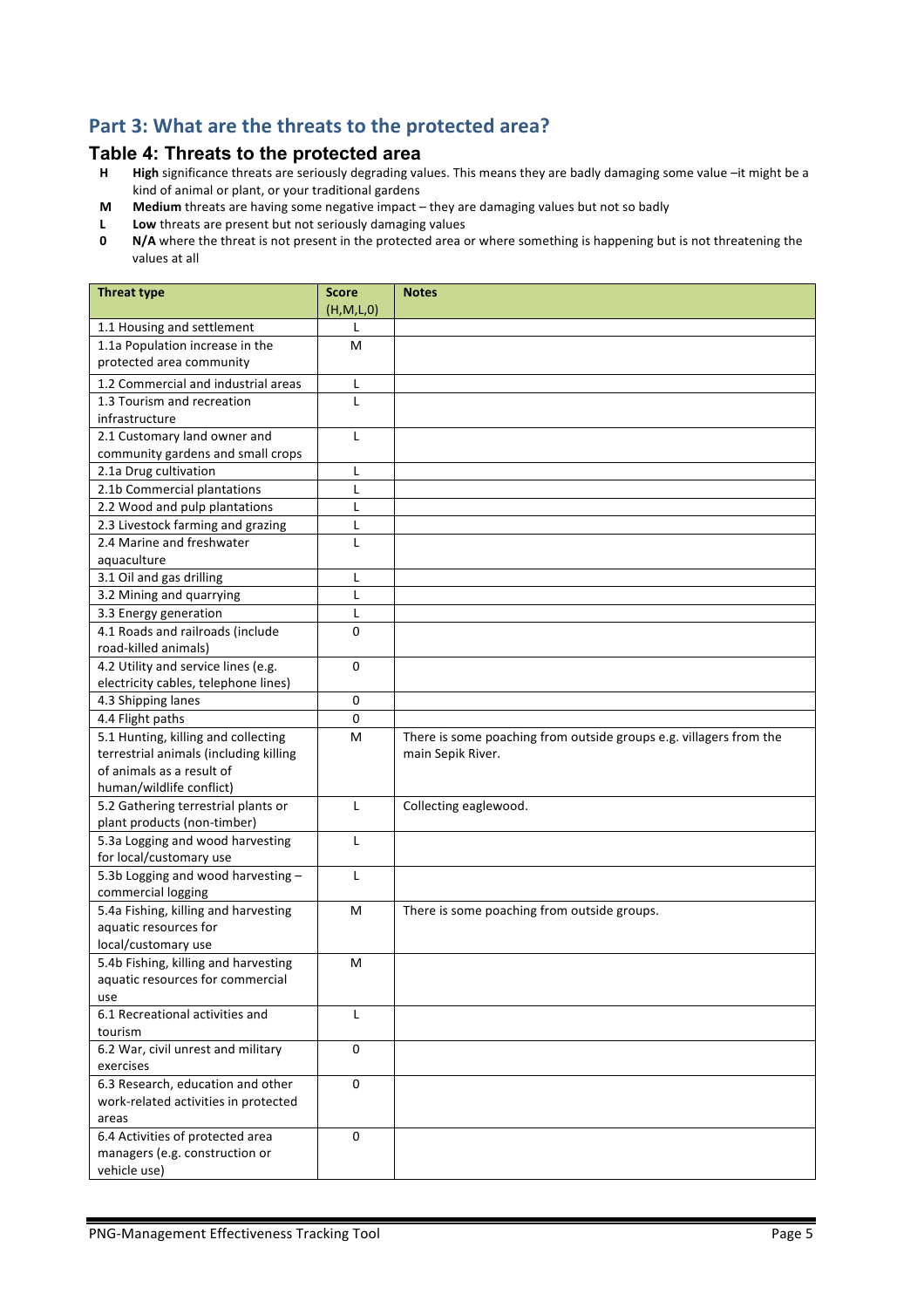## Part 3: What are the threats to the protected area?

### Table 4: Threats to the protected area

- **H** **High** significance threats are seriously degrading values. This means they are badly damaging some value –it might be a kind of animal or plant, or your traditional gardens
- **M** **Medium** threats are having some negative impact – they are damaging values but not so badly
- **L** **Low** threats are present but not seriously damaging values
- **0** **N/A** where the threat is not present in the protected area or where something is happening but is not threatening the values at all

| Threat type | Score (H,M,L,0) | Notes |
|---|---|---|
| 1.1 Housing and settlement | L | |
| 1.1a Population increase in the protected area community | M | |
| 1.2 Commercial and industrial areas | L | |
| 1.3 Tourism and recreation infrastructure | L | |
| 2.1 Customary land owner and community gardens and small crops | L | |
| 2.1a Drug cultivation | L | |
| 2.1b Commercial plantations | L | |
| 2.2 Wood and pulp plantations | L | |
| 2.3 Livestock farming and grazing | L | |
| 2.4 Marine and freshwater aquaculture | L | |
| 3.1 Oil and gas drilling | L | |
| 3.2 Mining and quarrying | L | |
| 3.3 Energy generation | L | |
| 4.1 Roads and railroads (include road-killed animals) | 0 | |
| 4.2 Utility and service lines (e.g. electricity cables, telephone lines) | 0 | |
| 4.3 Shipping lanes | 0 | |
| 4.4 Flight paths | 0 | |
| 5.1 Hunting, killing and collecting terrestrial animals (including killing of animals as a result of human/wildlife conflict) | M | There is some poaching from outside groups e.g. villagers from the main Sepik River. |
| 5.2 Gathering terrestrial plants or plant products (non-timber) | L | Collecting eaglewood. |
| 5.3a Logging and wood harvesting for local/customary use | L | |
| 5.3b Logging and wood harvesting – commercial logging | L | |
| 5.4a Fishing, killing and harvesting aquatic resources for local/customary use | M | There is some poaching from outside groups. |
| 5.4b Fishing, killing and harvesting aquatic resources for commercial use | M | |
| 6.1 Recreational activities and tourism | L | |
| 6.2 War, civil unrest and military exercises | 0 | |
| 6.3 Research, education and other work-related activities in protected areas | 0 | |
| 6.4 Activities of protected area managers (e.g. construction or vehicle use) | 0 | |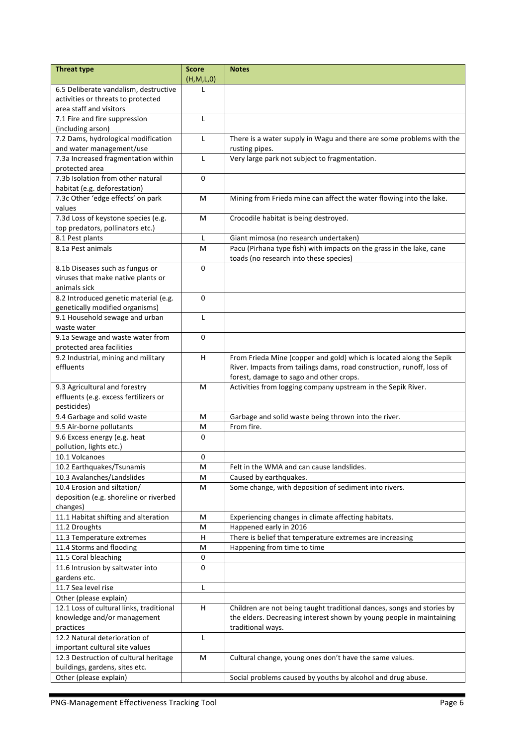| Threat type | Score (H,M,L,0) | Notes |
|---|---|---|
| 6.5 Deliberate vandalism, destructive activities or threats to protected area staff and visitors | L | |
| 7.1 Fire and fire suppression (including arson) | L | |
| 7.2 Dams, hydrological modification and water management/use | L | There is a water supply in Wagu and there are some problems with the rusting pipes. |
| 7.3a Increased fragmentation within protected area | L | Very large park not subject to fragmentation. |
| 7.3b Isolation from other natural habitat (e.g. deforestation) | 0 | |
| 7.3c Other 'edge effects' on park values | M | Mining from Frieda mine can affect the water flowing into the lake. |
| 7.3d Loss of keystone species (e.g. top predators, pollinators etc.) | M | Crocodile habitat is being destroyed. |
| 8.1 Pest plants | L | Giant mimosa (no research undertaken) |
| 8.1a Pest animals | M | Pacu (Pirhana type fish) with impacts on the grass in the lake, cane toads (no research into these species) |
| 8.1b Diseases such as fungus or viruses that make native plants or animals sick | 0 | |
| 8.2 Introduced genetic material (e.g. genetically modified organisms) | 0 | |
| 9.1 Household sewage and urban waste water | L | |
| 9.1a Sewage and waste water from protected area facilities | 0 | |
| 9.2 Industrial, mining and military effluents | H | From Frieda Mine (copper and gold) which is located along the Sepik River. Impacts from tailings dams, road construction, runoff, loss of forest, damage to sago and other crops. |
| 9.3 Agricultural and forestry effluents (e.g. excess fertilizers or pesticides) | M | Activities from logging company upstream in the Sepik River. |
| 9.4 Garbage and solid waste | M | Garbage and solid waste being thrown into the river. |
| 9.5 Air-borne pollutants | M | From fire. |
| 9.6 Excess energy (e.g. heat pollution, lights etc.) | 0 | |
| 10.1 Volcanoes | 0 | |
| 10.2 Earthquakes/Tsunamis | M | Felt in the WMA and can cause landslides. |
| 10.3 Avalanches/Landslides | M | Caused by earthquakes. |
| 10.4 Erosion and siltation/ deposition (e.g. shoreline or riverbed changes) | M | Some change, with deposition of sediment into rivers. |
| 11.1 Habitat shifting and alteration | M | Experiencing changes in climate affecting habitats. |
| 11.2 Droughts | M | Happened early in 2016 |
| 11.3 Temperature extremes | H | There is belief that temperature extremes are increasing |
| 11.4 Storms and flooding | M | Happening from time to time |
| 11.5 Coral bleaching | 0 | |
| 11.6 Intrusion by saltwater into gardens etc. | 0 | |
| 11.7 Sea level rise | L | |
| Other (please explain) | | |
| 12.1 Loss of cultural links, traditional knowledge and/or management practices | H | Children are not being taught traditional dances, songs and stories by the elders. Decreasing interest shown by young people in maintaining traditional ways. |
| 12.2 Natural deterioration of important cultural site values | L | |
| 12.3 Destruction of cultural heritage buildings, gardens, sites etc. | M | Cultural change, young ones don't have the same values. |
| Other (please explain) | | Social problems caused by youths by alcohol and drug abuse. |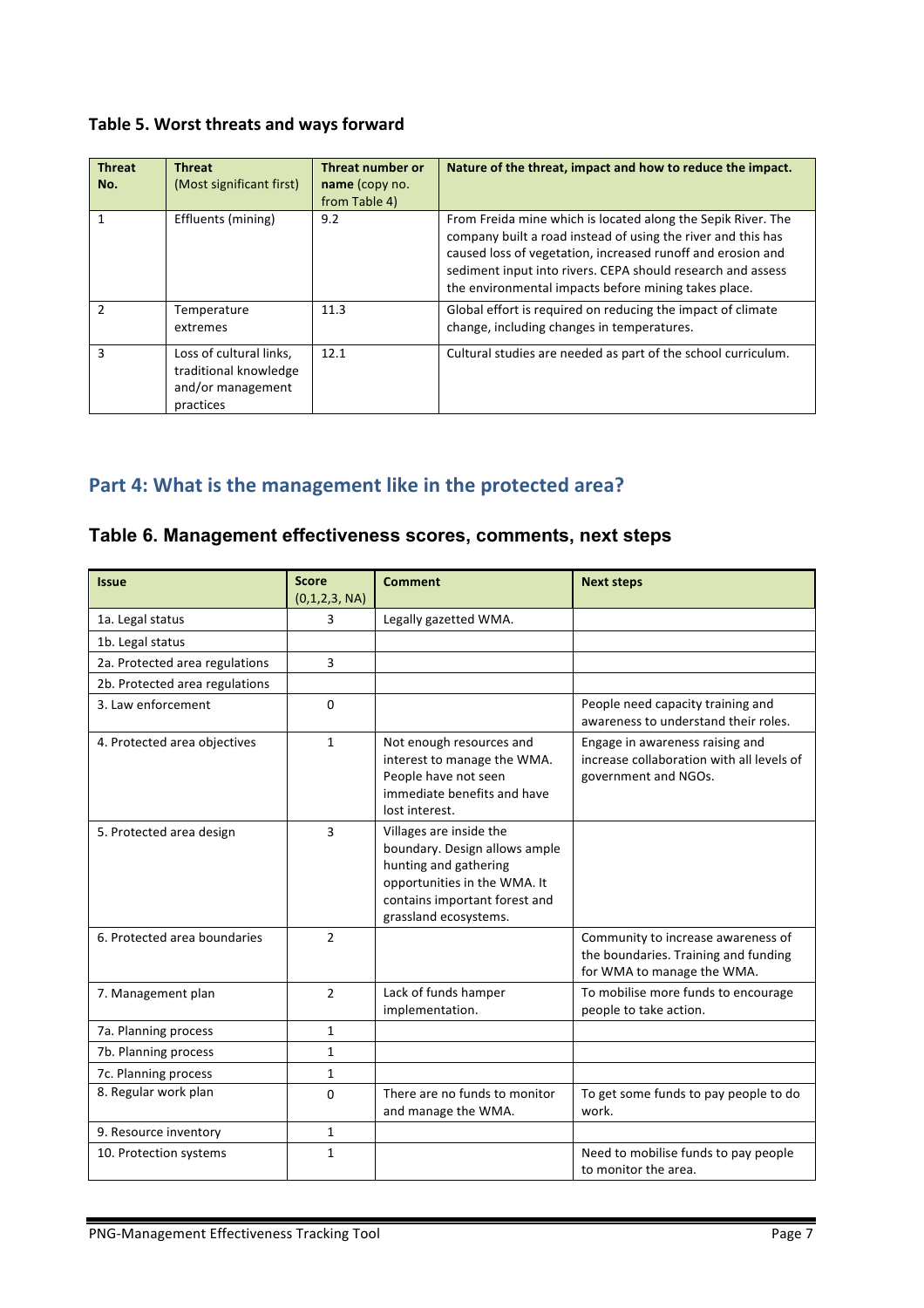## Table 5. Worst threats and ways forward

| Threat No. | Threat (Most significant first) | Threat number or name (copy no. from Table 4) | Nature of the threat, impact and how to reduce the impact. |
|---|---|---|---|
| 1 | Effluents (mining) | 9.2 | From Freida mine which is located along the Sepik River. The company built a road instead of using the river and this has caused loss of vegetation, increased runoff and erosion and sediment input into rivers. CEPA should research and assess the environmental impacts before mining takes place. |
| 2 | Temperature extremes | 11.3 | Global effort is required on reducing the impact of climate change, including changes in temperatures. |
| 3 | Loss of cultural links, traditional knowledge and/or management practices | 12.1 | Cultural studies are needed as part of the school curriculum. |

## Part 4: What is the management like in the protected area?

## Table 6. Management effectiveness scores, comments, next steps

| Issue | Score (0,1,2,3, NA) | Comment | Next steps |
|---|---|---|---|
| 1a. Legal status | 3 | Legally gazetted WMA. | |
| 1b. Legal status | | | |
| 2a. Protected area regulations | 3 | | |
| 2b. Protected area regulations | | | |
| 3. Law enforcement | 0 | | People need capacity training and awareness to understand their roles. |
| 4. Protected area objectives | 1 | Not enough resources and interest to manage the WMA. People have not seen immediate benefits and have lost interest. | Engage in awareness raising and increase collaboration with all levels of government and NGOs. |
| 5. Protected area design | 3 | Villages are inside the boundary. Design allows ample hunting and gathering opportunities in the WMA. It contains important forest and grassland ecosystems. | |
| 6. Protected area boundaries | 2 | | Community to increase awareness of the boundaries. Training and funding for WMA to manage the WMA. |
| 7. Management plan | 2 | Lack of funds hamper implementation. | To mobilise more funds to encourage people to take action. |
| 7a. Planning process | 1 | | |
| 7b. Planning process | 1 | | |
| 7c. Planning process | 1 | | |
| 8. Regular work plan | 0 | There are no funds to monitor and manage the WMA. | To get some funds to pay people to do work. |
| 9. Resource inventory | 1 | | |
| 10. Protection systems | 1 | | Need to mobilise funds to pay people to monitor the area. |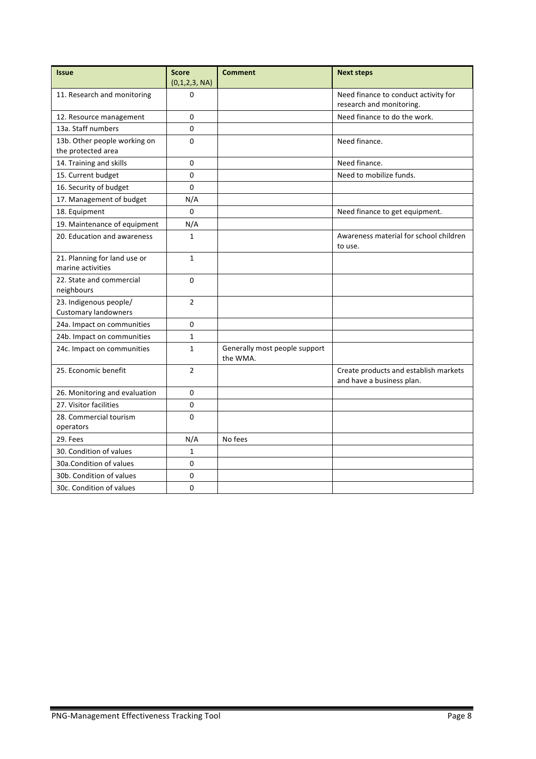| Issue | Score (0,1,2,3, NA) | Comment | Next steps |
|---|---|---|---|
| 11. Research and monitoring | 0 | | Need finance to conduct activity for research and monitoring. |
| 12. Resource management | 0 | | Need finance to do the work. |
| 13a. Staff numbers | 0 | | |
| 13b. Other people working on the protected area | 0 | | Need finance. |
| 14. Training and skills | 0 | | Need finance. |
| 15. Current budget | 0 | | Need to mobilize funds. |
| 16. Security of budget | 0 | | |
| 17. Management of budget | N/A | | |
| 18. Equipment | 0 | | Need finance to get equipment. |
| 19. Maintenance of equipment | N/A | | |
| 20. Education and awareness | 1 | | Awareness material for school children to use. |
| 21. Planning for land use or marine activities | 1 | | |
| 22. State and commercial neighbours | 0 | | |
| 23. Indigenous people/ Customary landowners | 2 | | |
| 24a. Impact on communities | 0 | | |
| 24b. Impact on communities | 1 | | |
| 24c. Impact on communities | 1 | Generally most people support the WMA. | |
| 25. Economic benefit | 2 | | Create products and establish markets and have a business plan. |
| 26. Monitoring and evaluation | 0 | | |
| 27. Visitor facilities | 0 | | |
| 28. Commercial tourism operators | 0 | | |
| 29. Fees | N/A | No fees | |
| 30. Condition of values | 1 | | |
| 30a.Condition of values | 0 | | |
| 30b. Condition of values | 0 | | |
| 30c. Condition of values | 0 | | |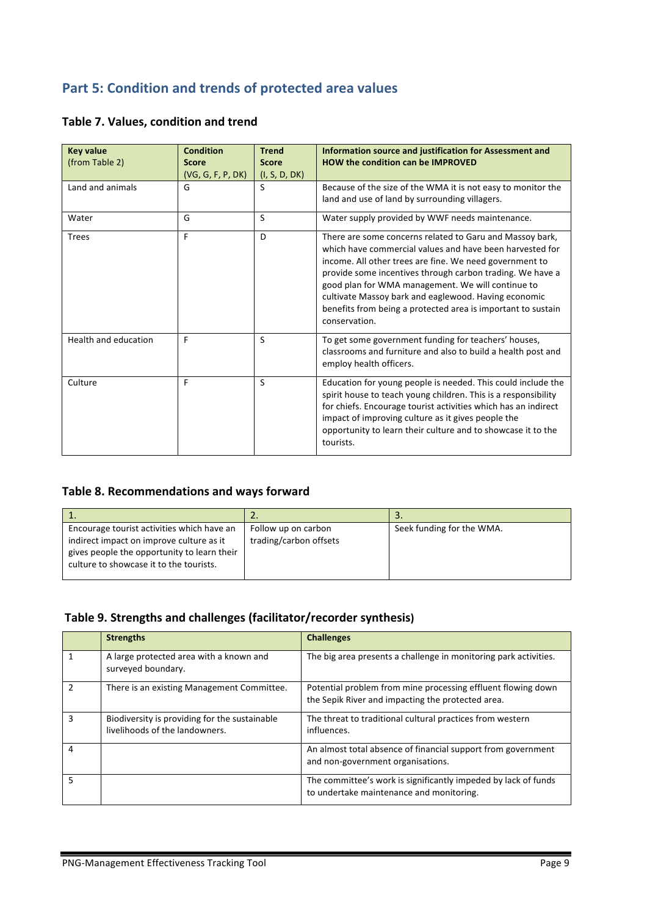## Part 5: Condition and trends of protected area values

### Table 7. Values, condition and trend

| Key value (from Table 2) | Condition Score (VG, G, F, P, DK) | Trend Score (I, S, D, DK) | Information source and justification for Assessment and HOW the condition can be IMPROVED |
| --- | --- | --- | --- |
| Land and animals | G | S | Because of the size of the WMA it is not easy to monitor the land and use of land by surrounding villagers. |
| Water | G | S | Water supply provided by WWF needs maintenance. |
| Trees | F | D | There are some concerns related to Garu and Massoy bark, which have commercial values and have been harvested for income. All other trees are fine. We need government to provide some incentives through carbon trading. We have a good plan for WMA management. We will continue to cultivate Massoy bark and eaglewood. Having economic benefits from being a protected area is important to sustain conservation. |
| Health and education | F | S | To get some government funding for teachers' houses, classrooms and furniture and also to build a health post and employ health officers. |
| Culture | F | S | Education for young people is needed. This could include the spirit house to teach young children. This is a responsibility for chiefs. Encourage tourist activities which has an indirect impact of improving culture as it gives people the opportunity to learn their culture and to showcase it to the tourists. |

### Table 8. Recommendations and ways forward

| 1. | 2. | 3. |
| --- | --- | --- |
| Encourage tourist activities which have an indirect impact on improve culture as it gives people the opportunity to learn their culture to showcase it to the tourists. | Follow up on carbon trading/carbon offsets | Seek funding for the WMA. |

### Table 9. Strengths and challenges (facilitator/recorder synthesis)

| | Strengths | Challenges |
| --- | --- | --- |
| 1 | A large protected area with a known and surveyed boundary. | The big area presents a challenge in monitoring park activities. |
| 2 | There is an existing Management Committee. | Potential problem from mine processing effluent flowing down the Sepik River and impacting the protected area. |
| 3 | Biodiversity is providing for the sustainable livelihoods of the landowners. | The threat to traditional cultural practices from western influences. |
| 4 | | An almost total absence of financial support from government and non-government organisations. |
| 5 | | The committee's work is significantly impeded by lack of funds to undertake maintenance and monitoring. |